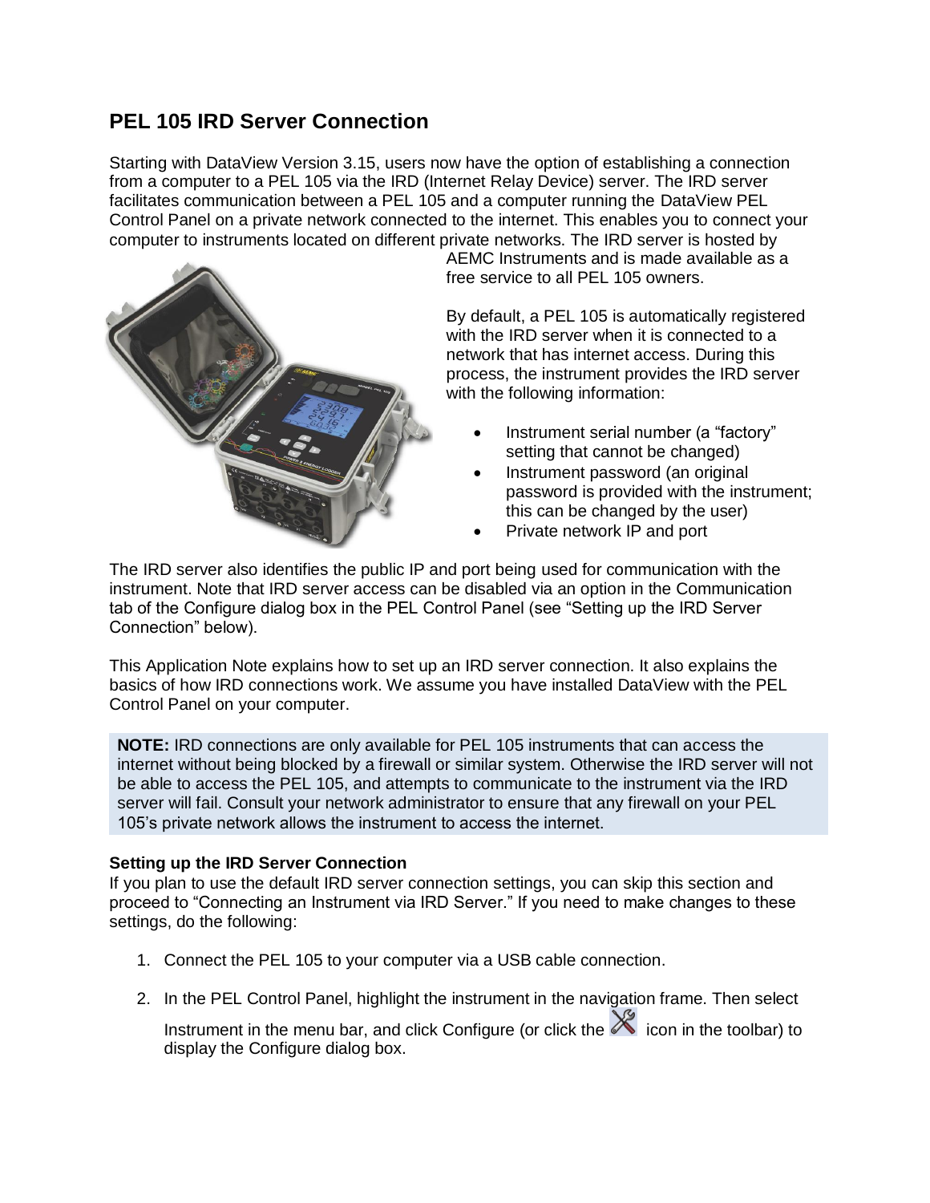# PEL 105 IRD Server Connection

Starting with DataView Version 3.15, users now have the option of establishing a connection from a computer to a PEL 105 via the IRD (Internet Relay Device) server. The IRD server facilitates communication between a PEL 105 and a computer running the DataView PEL Control Panel on a private network connected to the internet. This enables you to connect your computer to instruments located on different private networks. The IRD server is hosted by AEMC Instruments and is made available as a free service to all PEL 105 owners.

By default, a PEL 105 is automatically registered with the IRD server when it is connected to a network that has internet access. During this process, the instrument provides the IRD server with the following information:

- Instrument serial number (a "factory" setting that cannot be changed)
- Instrument password (an original password is provided with the instrument; this can be changed by the user)
- Private network IP and port

The IRD server also identifies the public IP and port being used for communication with the instrument. Note that IRD server access can be disabled via an option in the Communication tab of the Configure dialog box in the PEL Control Panel (see "Setting up the IRD Server Connection" below).

This Application Note explains how to set up an IRD server connection. It also explains the basics of how IRD connections work. We assume you have installed DataView with the PEL Control Panel on your computer.

> **NOTE:** IRD connections are only available for PEL 105 instruments that can access the internet without being blocked by a firewall or similar system. Otherwise the IRD server will not be able to access the PEL 105, and attempts to communicate to the instrument via the IRD server will fail. Consult your network administrator to ensure that any firewall on your PEL 105's private network allows the instrument to access the internet.

**Setting up the IRD Server Connection**

If you plan to use the default IRD server connection settings, you can skip this section and proceed to "Connecting an Instrument via IRD Server." If you need to make changes to these settings, do the following:

1. Connect the PEL 105 to your computer via a USB cable connection.
2. In the PEL Control Panel, highlight the instrument in the navigation frame. Then select Instrument in the menu bar, and click Configure (or click the icon in the toolbar) to display the Configure dialog box.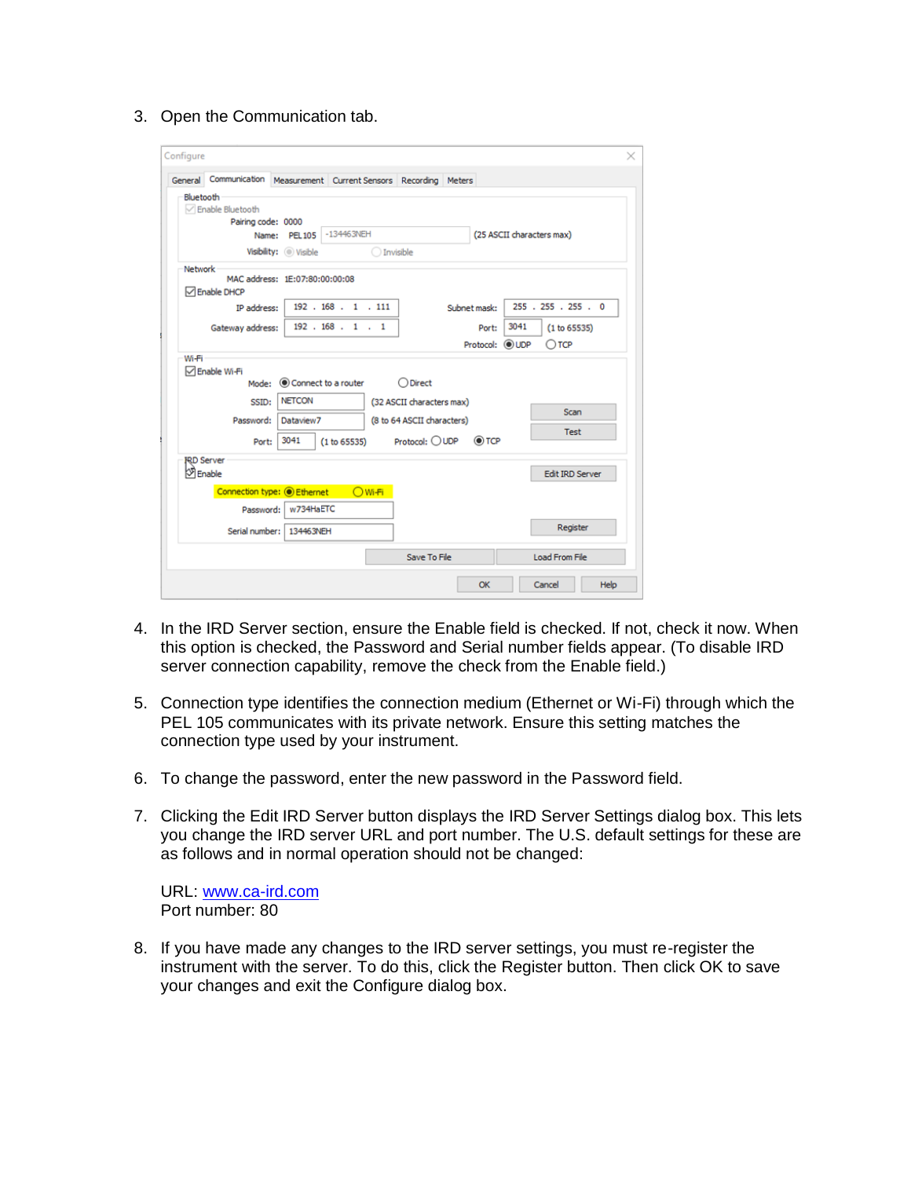3. Open the Communication tab.

4. In the IRD Server section, ensure the Enable field is checked. If not, check it now. When this option is checked, the Password and Serial number fields appear. (To disable IRD server connection capability, remove the check from the Enable field.)

5. Connection type identifies the connection medium (Ethernet or Wi-Fi) through which the PEL 105 communicates with its private network. Ensure this setting matches the connection type used by your instrument.

6. To change the password, enter the new password in the Password field.

7. Clicking the Edit IRD Server button displays the IRD Server Settings dialog box. This lets you change the IRD server URL and port number. The U.S. default settings for these are as follows and in normal operation should not be changed:

   URL: [www.ca-ird.com](http://www.ca-ird.com)
   Port number: 80

8. If you have made any changes to the IRD server settings, you must re-register the instrument with the server. To do this, click the Register button. Then click OK to save your changes and exit the Configure dialog box.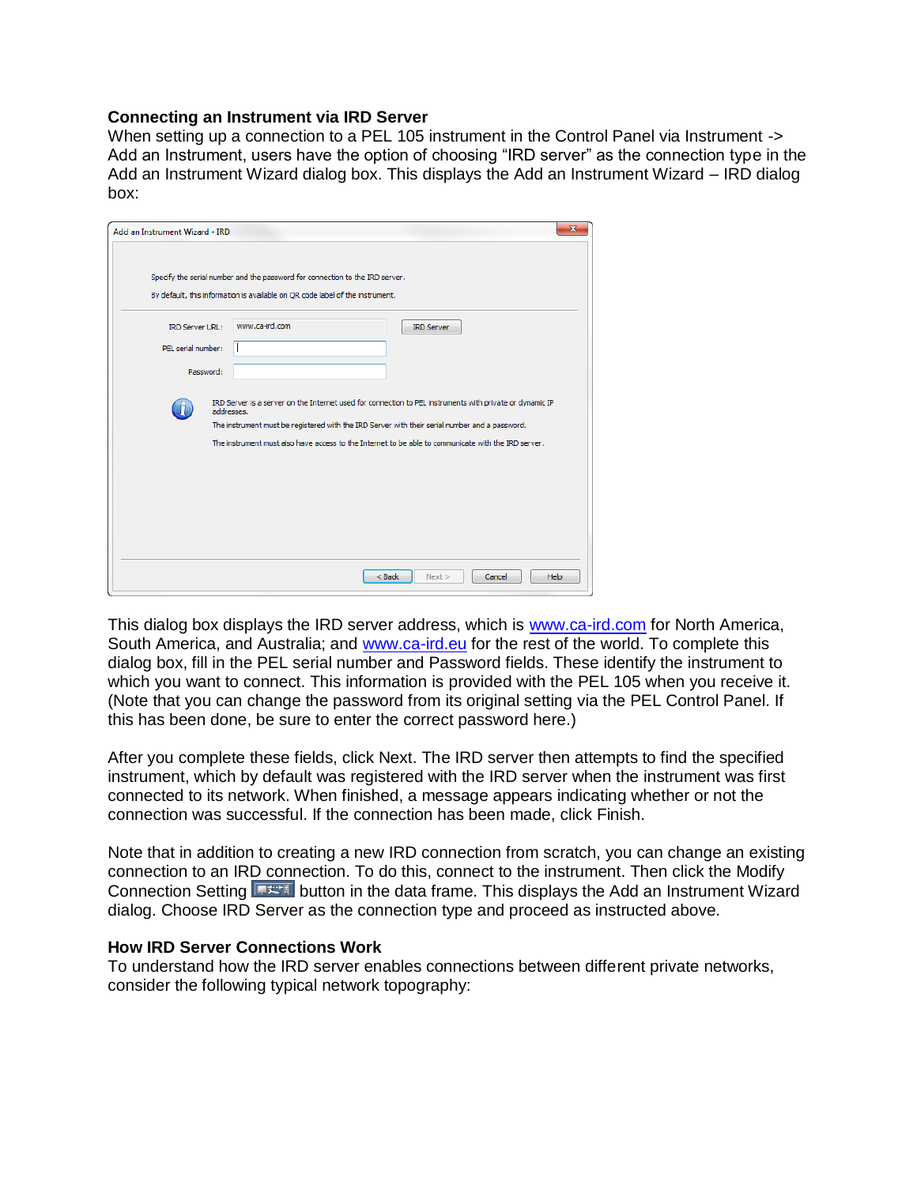### Connecting an Instrument via IRD Server

When setting up a connection to a PEL 105 instrument in the Control Panel via Instrument -> Add an Instrument, users have the option of choosing "IRD server" as the connection type in the Add an Instrument Wizard dialog box. This displays the Add an Instrument Wizard – IRD dialog box:

This dialog box displays the IRD server address, which is www.ca-ird.com for North America, South America, and Australia; and www.ca-ird.eu for the rest of the world. To complete this dialog box, fill in the PEL serial number and Password fields. These identify the instrument to which you want to connect. This information is provided with the PEL 105 when you receive it. (Note that you can change the password from its original setting via the PEL Control Panel. If this has been done, be sure to enter the correct password here.)

After you complete these fields, click Next. The IRD server then attempts to find the specified instrument, which by default was registered with the IRD server when the instrument was first connected to its network. When finished, a message appears indicating whether or not the connection was successful. If the connection has been made, click Finish.

Note that in addition to creating a new IRD connection from scratch, you can change an existing connection to an IRD connection. To do this, connect to the instrument. Then click the Modify Connection Setting button in the data frame. This displays the Add an Instrument Wizard dialog. Choose IRD Server as the connection type and proceed as instructed above.

### How IRD Server Connections Work

To understand how the IRD server enables connections between different private networks, consider the following typical network topography: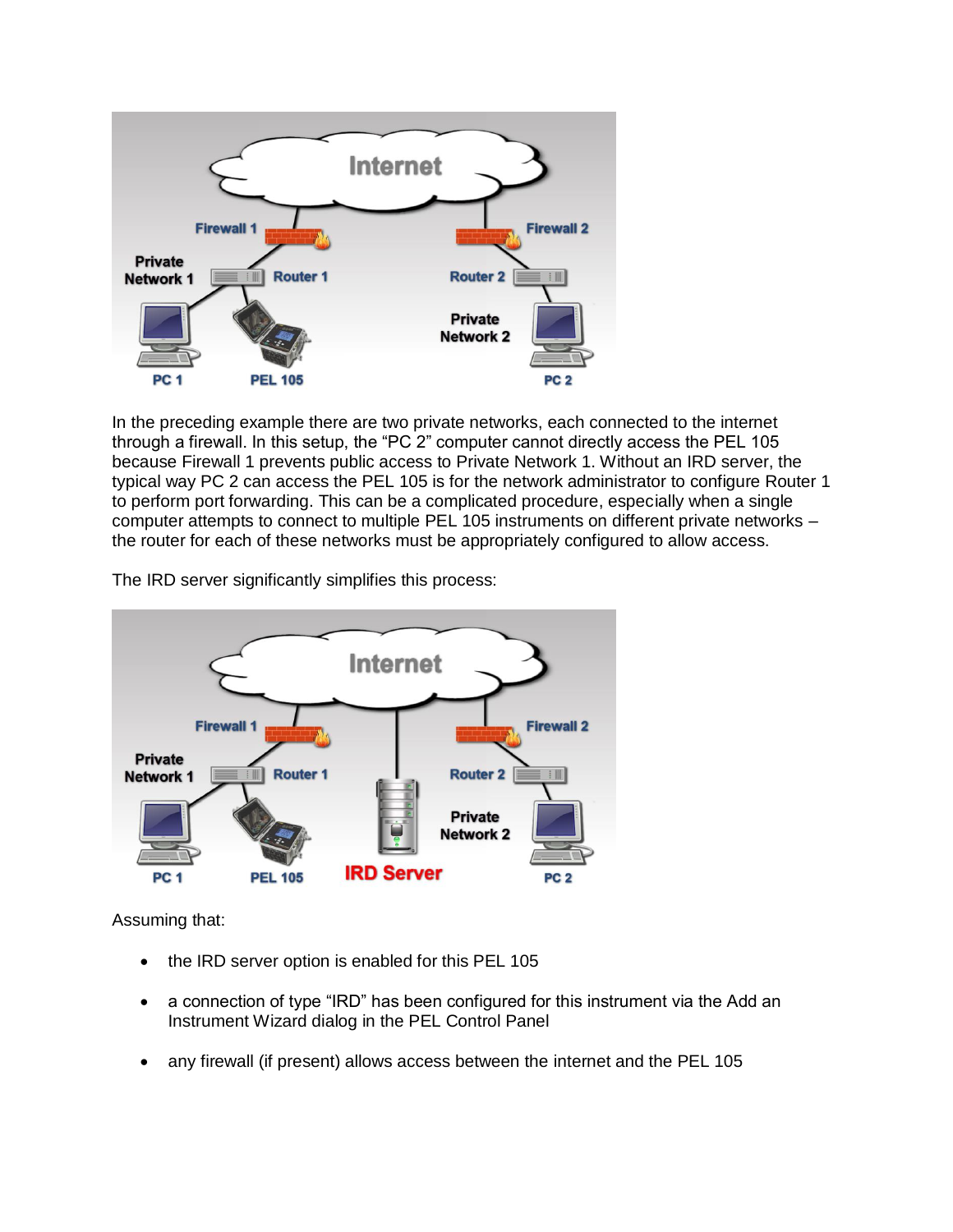In the preceding example there are two private networks, each connected to the internet through a firewall. In this setup, the "PC 2" computer cannot directly access the PEL 105 because Firewall 1 prevents public access to Private Network 1. Without an IRD server, the typical way PC 2 can access the PEL 105 is for the network administrator to configure Router 1 to perform port forwarding. This can be a complicated procedure, especially when a single computer attempts to connect to multiple PEL 105 instruments on different private networks – the router for each of these networks must be appropriately configured to allow access.

The IRD server significantly simplifies this process:

Assuming that:

- the IRD server option is enabled for this PEL 105
- a connection of type "IRD" has been configured for this instrument via the Add an Instrument Wizard dialog in the PEL Control Panel
- any firewall (if present) allows access between the internet and the PEL 105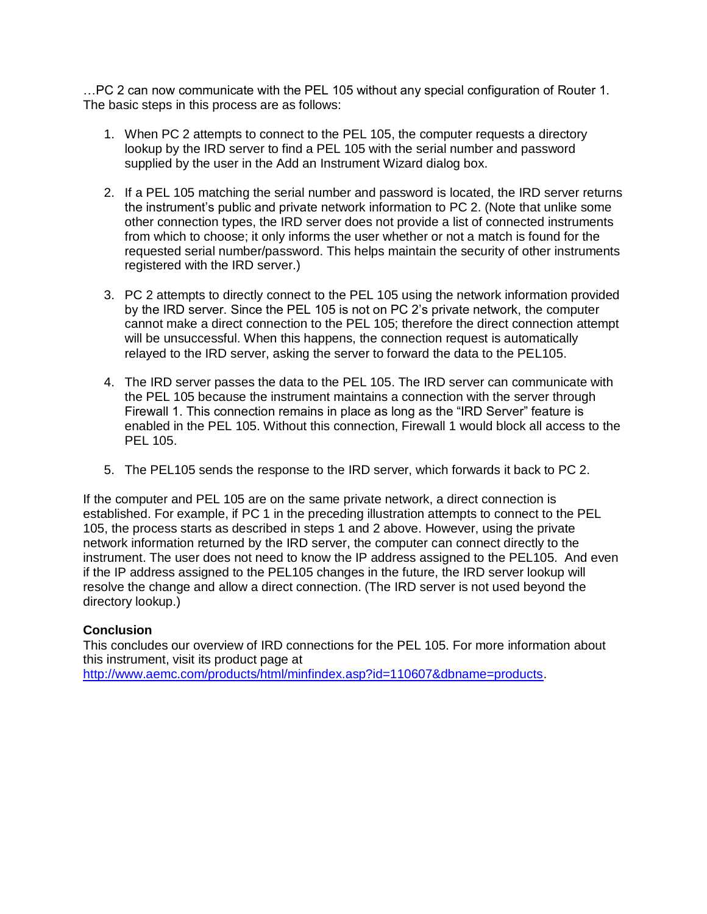…PC 2 can now communicate with the PEL 105 without any special configuration of Router 1. The basic steps in this process are as follows:

1. When PC 2 attempts to connect to the PEL 105, the computer requests a directory lookup by the IRD server to find a PEL 105 with the serial number and password supplied by the user in the Add an Instrument Wizard dialog box.

2. If a PEL 105 matching the serial number and password is located, the IRD server returns the instrument's public and private network information to PC 2. (Note that unlike some other connection types, the IRD server does not provide a list of connected instruments from which to choose; it only informs the user whether or not a match is found for the requested serial number/password. This helps maintain the security of other instruments registered with the IRD server.)

3. PC 2 attempts to directly connect to the PEL 105 using the network information provided by the IRD server. Since the PEL 105 is not on PC 2's private network, the computer cannot make a direct connection to the PEL 105; therefore the direct connection attempt will be unsuccessful. When this happens, the connection request is automatically relayed to the IRD server, asking the server to forward the data to the PEL105.

4. The IRD server passes the data to the PEL 105. The IRD server can communicate with the PEL 105 because the instrument maintains a connection with the server through Firewall 1. This connection remains in place as long as the "IRD Server" feature is enabled in the PEL 105. Without this connection, Firewall 1 would block all access to the PEL 105.

5. The PEL105 sends the response to the IRD server, which forwards it back to PC 2.

If the computer and PEL 105 are on the same private network, a direct connection is established. For example, if PC 1 in the preceding illustration attempts to connect to the PEL 105, the process starts as described in steps 1 and 2 above. However, using the private network information returned by the IRD server, the computer can connect directly to the instrument. The user does not need to know the IP address assigned to the PEL105. And even if the IP address assigned to the PEL105 changes in the future, the IRD server lookup will resolve the change and allow a direct connection. (The IRD server is not used beyond the directory lookup.)

**Conclusion**

This concludes our overview of IRD connections for the PEL 105. For more information about this instrument, visit its product page at http://www.aemc.com/products/html/minfindex.asp?id=110607&dbname=products.